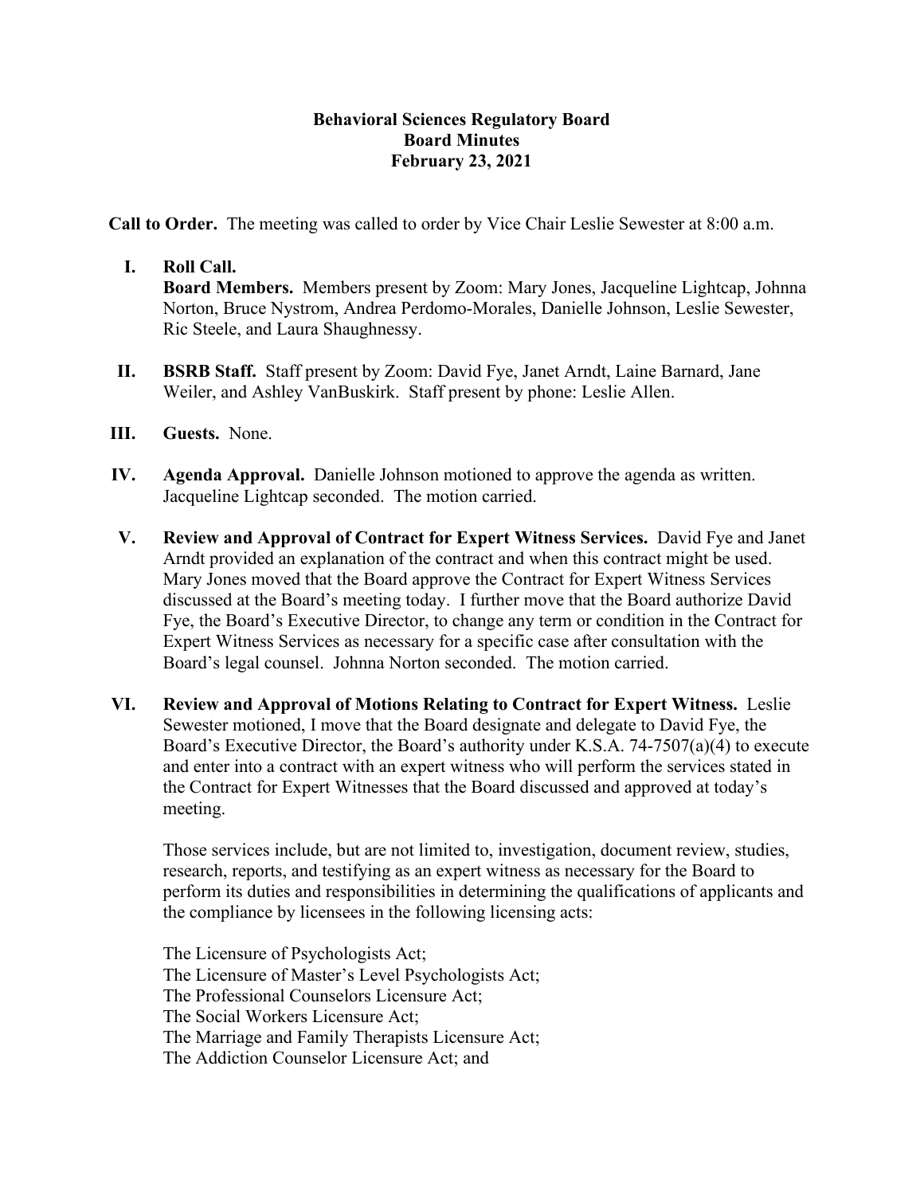**Behavioral Sciences Regulatory Board**
**Board Minutes**
**February 23, 2021**

**Call to Order.** The meeting was called to order by Vice Chair Leslie Sewester at 8:00 a.m.

**I. Roll Call.**
**Board Members.** Members present by Zoom: Mary Jones, Jacqueline Lightcap, Johnna Norton, Bruce Nystrom, Andrea Perdomo-Morales, Danielle Johnson, Leslie Sewester, Ric Steele, and Laura Shaughnessy.

**II. BSRB Staff.** Staff present by Zoom: David Fye, Janet Arndt, Laine Barnard, Jane Weiler, and Ashley VanBuskirk. Staff present by phone: Leslie Allen.

**III. Guests.** None.

**IV. Agenda Approval.** Danielle Johnson motioned to approve the agenda as written. Jacqueline Lightcap seconded. The motion carried.

**V. Review and Approval of Contract for Expert Witness Services.** David Fye and Janet Arndt provided an explanation of the contract and when this contract might be used. Mary Jones moved that the Board approve the Contract for Expert Witness Services discussed at the Board's meeting today. I further move that the Board authorize David Fye, the Board's Executive Director, to change any term or condition in the Contract for Expert Witness Services as necessary for a specific case after consultation with the Board's legal counsel. Johnna Norton seconded. The motion carried.

**VI. Review and Approval of Motions Relating to Contract for Expert Witness.** Leslie Sewester motioned, I move that the Board designate and delegate to David Fye, the Board's Executive Director, the Board's authority under K.S.A. 74-7507(a)(4) to execute and enter into a contract with an expert witness who will perform the services stated in the Contract for Expert Witnesses that the Board discussed and approved at today's meeting.

Those services include, but are not limited to, investigation, document review, studies, research, reports, and testifying as an expert witness as necessary for the Board to perform its duties and responsibilities in determining the qualifications of applicants and the compliance by licensees in the following licensing acts:

The Licensure of Psychologists Act;
The Licensure of Master's Level Psychologists Act;
The Professional Counselors Licensure Act;
The Social Workers Licensure Act;
The Marriage and Family Therapists Licensure Act;
The Addiction Counselor Licensure Act; and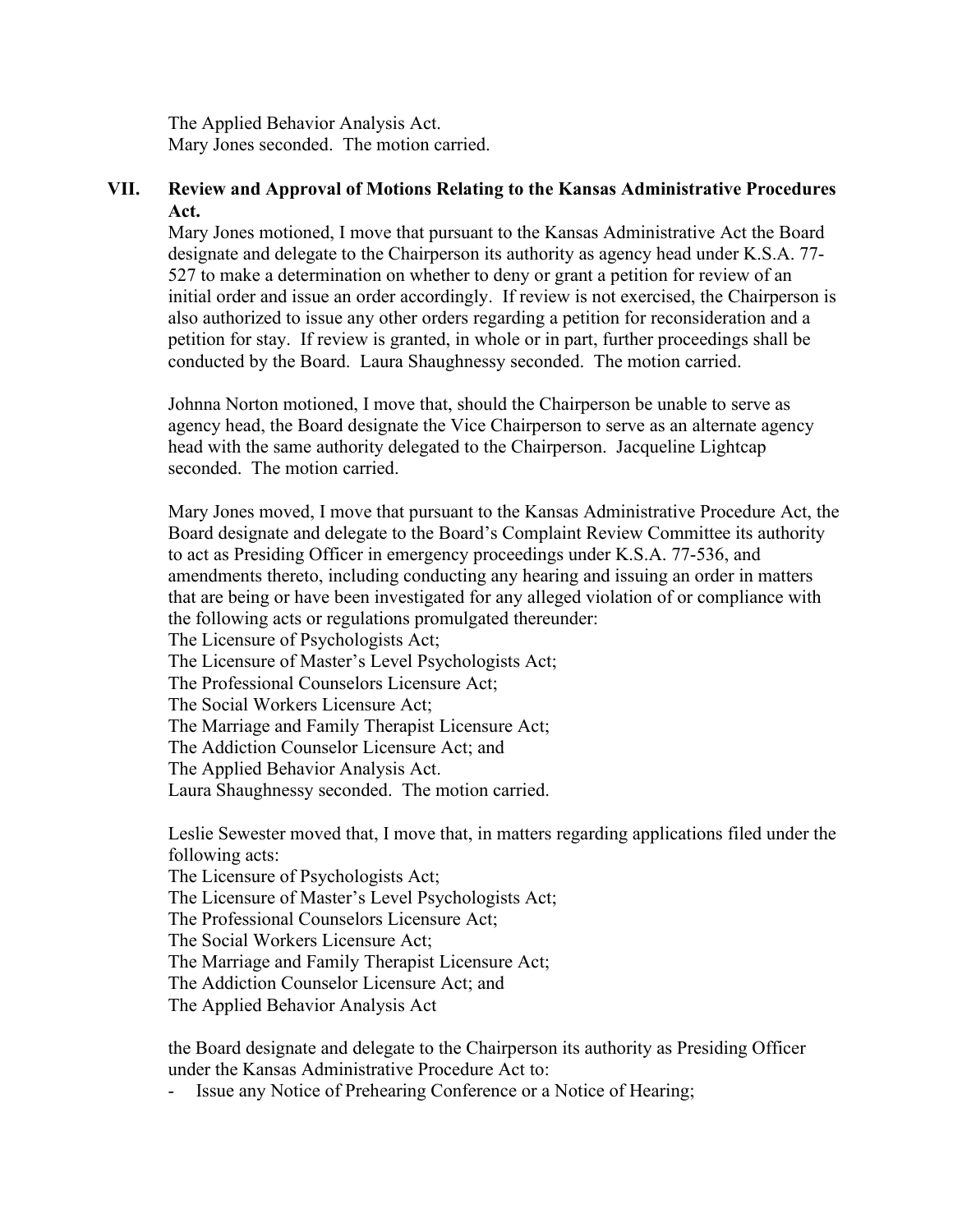The Applied Behavior Analysis Act.
Mary Jones seconded. The motion carried.

## VII. Review and Approval of Motions Relating to the Kansas Administrative Procedures Act.

Mary Jones motioned, I move that pursuant to the Kansas Administrative Act the Board designate and delegate to the Chairperson its authority as agency head under K.S.A. 77-527 to make a determination on whether to deny or grant a petition for review of an initial order and issue an order accordingly. If review is not exercised, the Chairperson is also authorized to issue any other orders regarding a petition for reconsideration and a petition for stay. If review is granted, in whole or in part, further proceedings shall be conducted by the Board. Laura Shaughnessy seconded. The motion carried.

Johnna Norton motioned, I move that, should the Chairperson be unable to serve as agency head, the Board designate the Vice Chairperson to serve as an alternate agency head with the same authority delegated to the Chairperson. Jacqueline Lightcap seconded. The motion carried.

Mary Jones moved, I move that pursuant to the Kansas Administrative Procedure Act, the Board designate and delegate to the Board's Complaint Review Committee its authority to act as Presiding Officer in emergency proceedings under K.S.A. 77-536, and amendments thereto, including conducting any hearing and issuing an order in matters that are being or have been investigated for any alleged violation of or compliance with the following acts or regulations promulgated thereunder:
The Licensure of Psychologists Act;
The Licensure of Master's Level Psychologists Act;
The Professional Counselors Licensure Act;
The Social Workers Licensure Act;
The Marriage and Family Therapist Licensure Act;
The Addiction Counselor Licensure Act; and
The Applied Behavior Analysis Act.
Laura Shaughnessy seconded. The motion carried.

Leslie Sewester moved that, I move that, in matters regarding applications filed under the following acts:
The Licensure of Psychologists Act;
The Licensure of Master's Level Psychologists Act;
The Professional Counselors Licensure Act;
The Social Workers Licensure Act;
The Marriage and Family Therapist Licensure Act;
The Addiction Counselor Licensure Act; and
The Applied Behavior Analysis Act

the Board designate and delegate to the Chairperson its authority as Presiding Officer under the Kansas Administrative Procedure Act to:

- Issue any Notice of Prehearing Conference or a Notice of Hearing;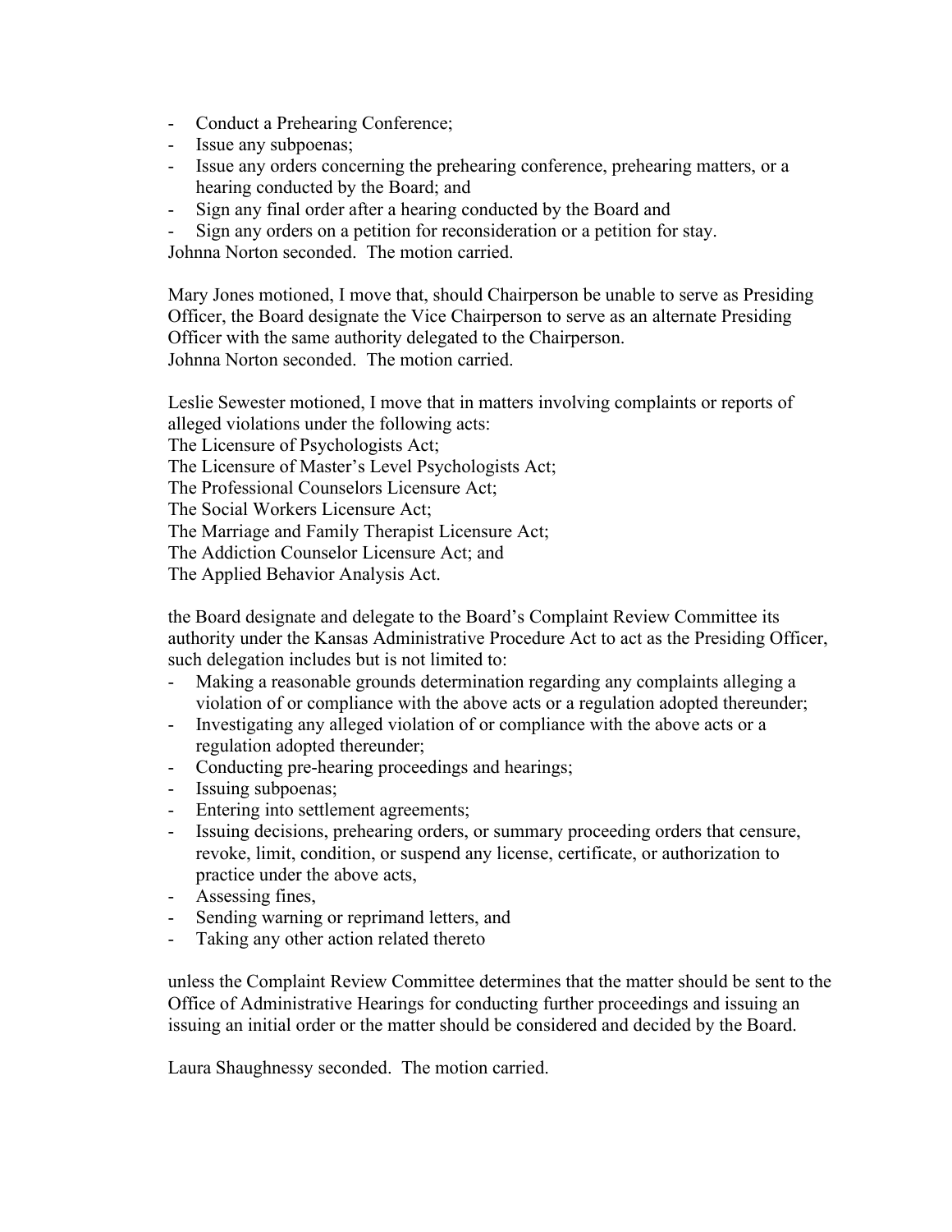- Conduct a Prehearing Conference;
- Issue any subpoenas;
- Issue any orders concerning the prehearing conference, prehearing matters, or a hearing conducted by the Board; and
- Sign any final order after a hearing conducted by the Board and
- Sign any orders on a petition for reconsideration or a petition for stay.

Johnna Norton seconded. The motion carried.

Mary Jones motioned, I move that, should Chairperson be unable to serve as Presiding Officer, the Board designate the Vice Chairperson to serve as an alternate Presiding Officer with the same authority delegated to the Chairperson.
Johnna Norton seconded. The motion carried.

Leslie Sewester motioned, I move that in matters involving complaints or reports of alleged violations under the following acts:
The Licensure of Psychologists Act;
The Licensure of Master's Level Psychologists Act;
The Professional Counselors Licensure Act;
The Social Workers Licensure Act;
The Marriage and Family Therapist Licensure Act;
The Addiction Counselor Licensure Act; and
The Applied Behavior Analysis Act.

the Board designate and delegate to the Board's Complaint Review Committee its authority under the Kansas Administrative Procedure Act to act as the Presiding Officer, such delegation includes but is not limited to:

- Making a reasonable grounds determination regarding any complaints alleging a violation of or compliance with the above acts or a regulation adopted thereunder;
- Investigating any alleged violation of or compliance with the above acts or a regulation adopted thereunder;
- Conducting pre-hearing proceedings and hearings;
- Issuing subpoenas;
- Entering into settlement agreements;
- Issuing decisions, prehearing orders, or summary proceeding orders that censure, revoke, limit, condition, or suspend any license, certificate, or authorization to practice under the above acts,
- Assessing fines,
- Sending warning or reprimand letters, and
- Taking any other action related thereto

unless the Complaint Review Committee determines that the matter should be sent to the Office of Administrative Hearings for conducting further proceedings and issuing an issuing an initial order or the matter should be considered and decided by the Board.

Laura Shaughnessy seconded. The motion carried.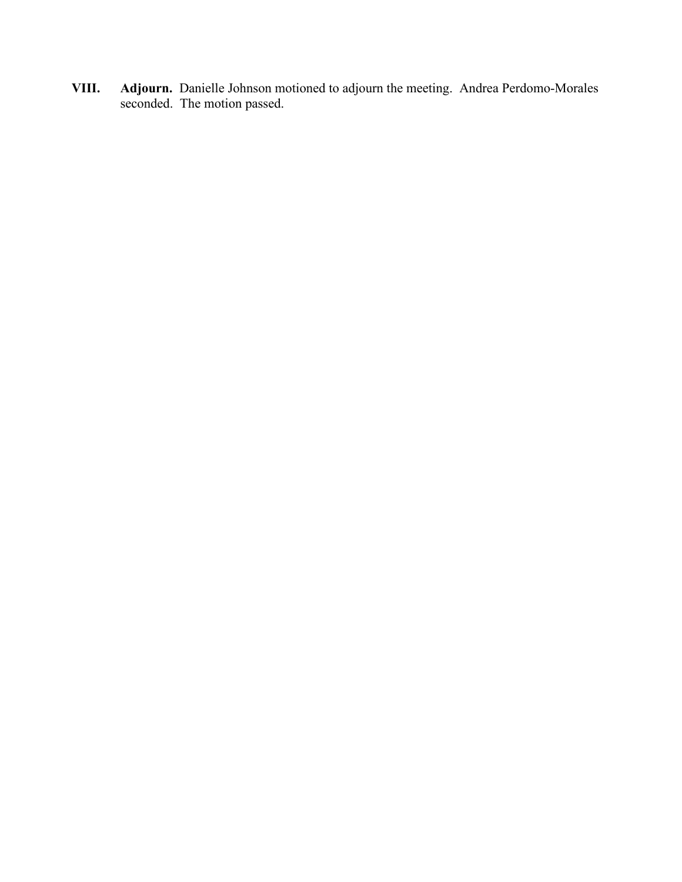**VIII. Adjourn.** Danielle Johnson motioned to adjourn the meeting. Andrea Perdomo-Morales seconded. The motion passed.